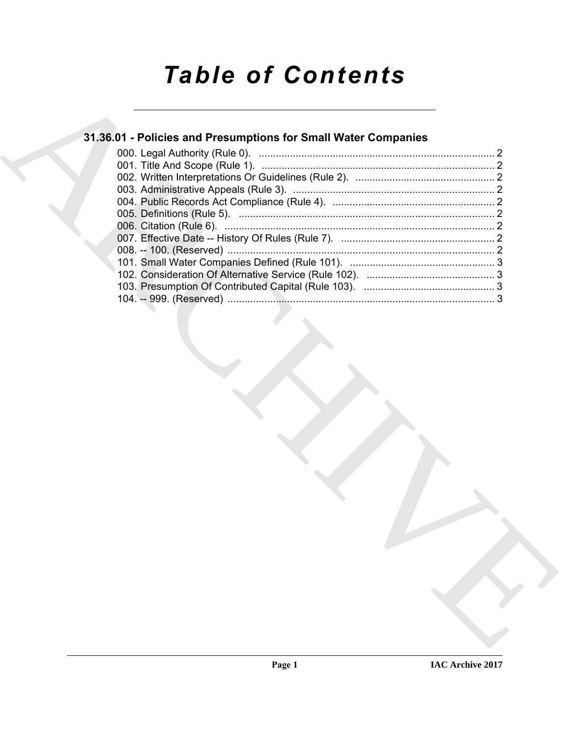# *Table of Contents*

## 31.36.01 - Policies and Presumptions for Small Water Companies

000. Legal Authority (Rule 0). ..................................................................................... 2
001. Title And Scope (Rule 1). ..................................................................................... 2
002. Written Interpretations Or Guidelines (Rule 2). ................................................. 2
003. Administrative Appeals (Rule 3). ........................................................................ 2
004. Public Records Act Compliance (Rule 4). .......................................................... 2
005. Definitions (Rule 5). ............................................................................................ 2
006. Citation (Rule 6). ................................................................................................. 2
007. Effective Date -- History Of Rules (Rule 7). ....................................................... 2
008. -- 100. (Reserved) ................................................................................................ 2
101. Small Water Companies Defined (Rule 101). .................................................... 3
102. Consideration Of Alternative Service (Rule 102). .............................................. 3
103. Presumption Of Contributed Capital (Rule 103). ............................................... 3
104. -- 999. (Reserved) ................................................................................................ 3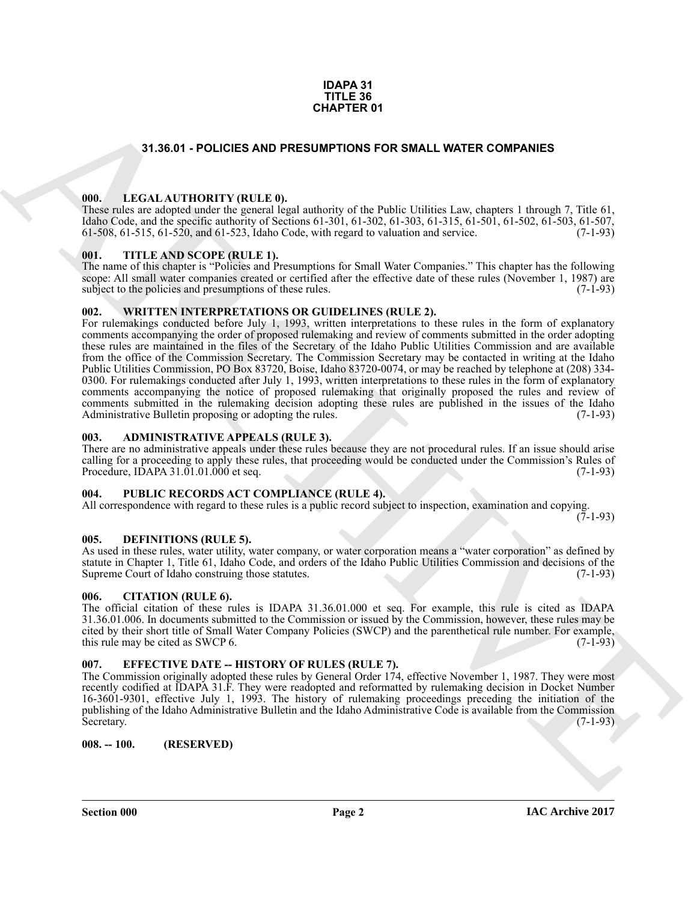**IDAPA 31**
**TITLE 36**
**CHAPTER 01**

## 31.36.01 - POLICIES AND PRESUMPTIONS FOR SMALL WATER COMPANIES

### 000. LEGAL AUTHORITY (RULE 0).

These rules are adopted under the general legal authority of the Public Utilities Law, chapters 1 through 7, Title 61, Idaho Code, and the specific authority of Sections 61-301, 61-302, 61-303, 61-315, 61-501, 61-502, 61-503, 61-507, 61-508, 61-515, 61-520, and 61-523, Idaho Code, with regard to valuation and service. (7-1-93)

### 001. TITLE AND SCOPE (RULE 1).

The name of this chapter is "Policies and Presumptions for Small Water Companies." This chapter has the following scope: All small water companies created or certified after the effective date of these rules (November 1, 1987) are subject to the policies and presumptions of these rules. (7-1-93)

### 002. WRITTEN INTERPRETATIONS OR GUIDELINES (RULE 2).

For rulemakings conducted before July 1, 1993, written interpretations to these rules in the form of explanatory comments accompanying the order of proposed rulemaking and review of comments submitted in the order adopting these rules are maintained in the files of the Secretary of the Idaho Public Utilities Commission and are available from the office of the Commission Secretary. The Commission Secretary may be contacted in writing at the Idaho Public Utilities Commission, PO Box 83720, Boise, Idaho 83720-0074, or may be reached by telephone at (208) 334-0300. For rulemakings conducted after July 1, 1993, written interpretations to these rules in the form of explanatory comments accompanying the notice of proposed rulemaking that originally proposed the rules and review of comments submitted in the rulemaking decision adopting these rules are published in the issues of the Idaho Administrative Bulletin proposing or adopting the rules. (7-1-93)

### 003. ADMINISTRATIVE APPEALS (RULE 3).

There are no administrative appeals under these rules because they are not procedural rules. If an issue should arise calling for a proceeding to apply these rules, that proceeding would be conducted under the Commission's Rules of Procedure, IDAPA 31.01.01.000 et seq. (7-1-93)

### 004. PUBLIC RECORDS ACT COMPLIANCE (RULE 4).

All correspondence with regard to these rules is a public record subject to inspection, examination and copying. (7-1-93)

### 005. DEFINITIONS (RULE 5).

As used in these rules, water utility, water company, or water corporation means a "water corporation" as defined by statute in Chapter 1, Title 61, Idaho Code, and orders of the Idaho Public Utilities Commission and decisions of the Supreme Court of Idaho construing those statutes. (7-1-93)

### 006. CITATION (RULE 6).

The official citation of these rules is IDAPA 31.36.01.000 et seq. For example, this rule is cited as IDAPA 31.36.01.006. In documents submitted to the Commission or issued by the Commission, however, these rules may be cited by their short title of Small Water Company Policies (SWCP) and the parenthetical rule number. For example, this rule may be cited as SWCP 6. (7-1-93)

### 007. EFFECTIVE DATE -- HISTORY OF RULES (RULE 7).

The Commission originally adopted these rules by General Order 174, effective November 1, 1987. They were most recently codified at IDAPA 31.F. They were readopted and reformatted by rulemaking decision in Docket Number 16-3601-9301, effective July 1, 1993. The history of rulemaking proceedings preceding the initiation of the publishing of the Idaho Administrative Bulletin and the Idaho Administrative Code is available from the Commission Secretary. (7-1-93)

### 008. -- 100. (RESERVED)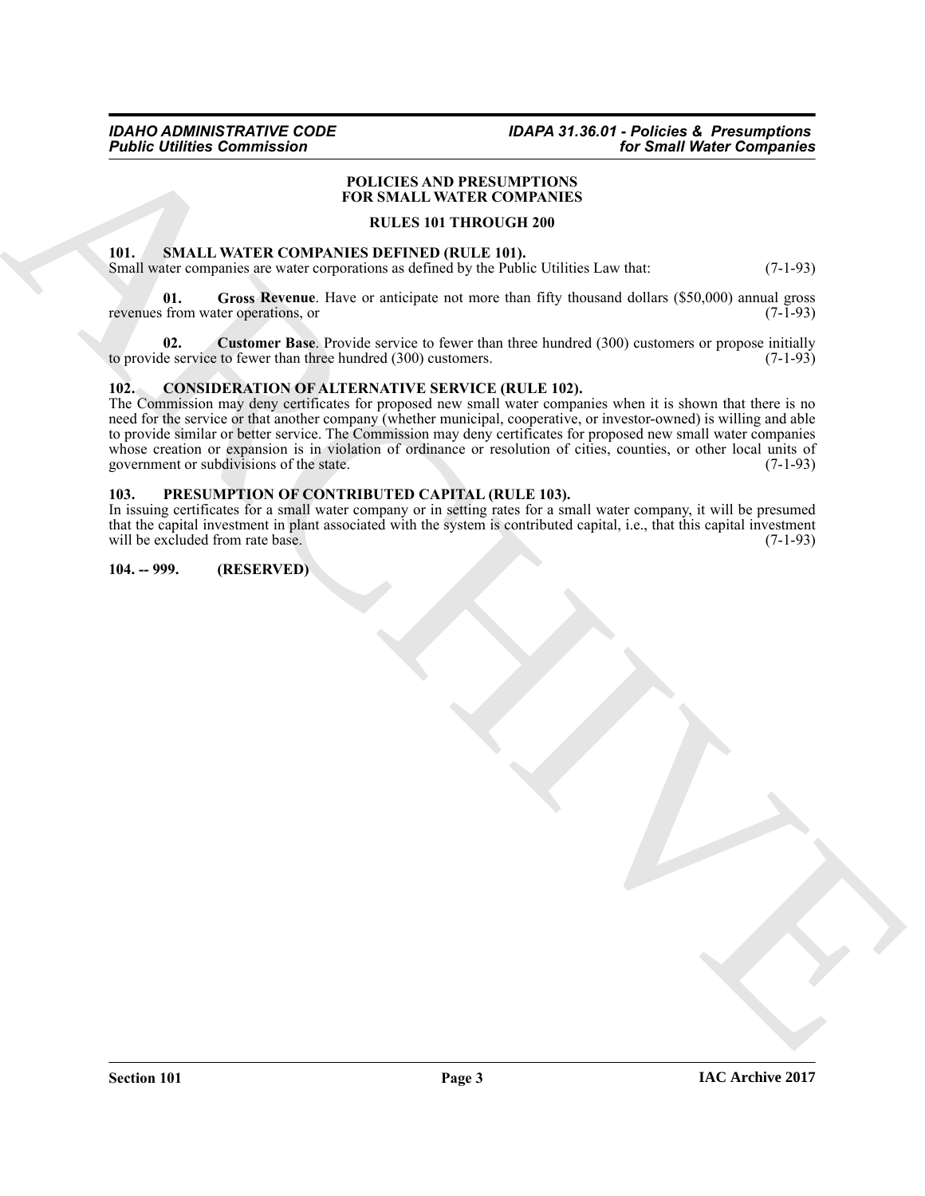# POLICIES AND PRESUMPTIONS FOR SMALL WATER COMPANIES

## RULES 101 THROUGH 200

### 101. SMALL WATER COMPANIES DEFINED (RULE 101).

Small water companies are water corporations as defined by the Public Utilities Law that: (7-1-93)

**01. Gross Revenue**. Have or anticipate not more than fifty thousand dollars ($50,000) annual gross revenues from water operations, or (7-1-93)

**02. Customer Base**. Provide service to fewer than three hundred (300) customers or propose initially to provide service to fewer than three hundred (300) customers. (7-1-93)

### 102. CONSIDERATION OF ALTERNATIVE SERVICE (RULE 102).

The Commission may deny certificates for proposed new small water companies when it is shown that there is no need for the service or that another company (whether municipal, cooperative, or investor-owned) is willing and able to provide similar or better service. The Commission may deny certificates for proposed new small water companies whose creation or expansion is in violation of ordinance or resolution of cities, counties, or other local units of government or subdivisions of the state. (7-1-93)

### 103. PRESUMPTION OF CONTRIBUTED CAPITAL (RULE 103).

In issuing certificates for a small water company or in setting rates for a small water company, it will be presumed that the capital investment in plant associated with the system is contributed capital, i.e., that this capital investment will be excluded from rate base. (7-1-93)

### 104. -- 999. (RESERVED)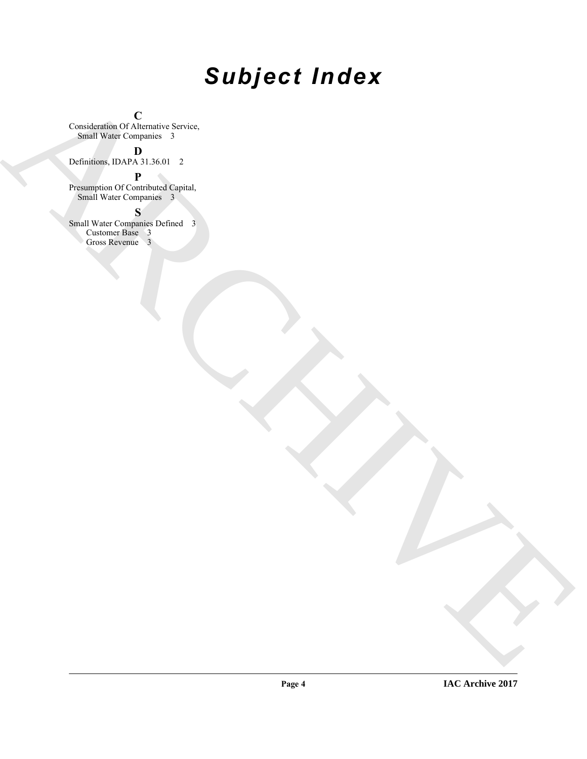# *Subject Index*

**C**

Consideration Of Alternative Service, Small Water Companies 3

**D**

Definitions, IDAPA 31.36.01 2

**P**

Presumption Of Contributed Capital, Small Water Companies 3

**S**

Small Water Companies Defined 3
- Customer Base 3
- Gross Revenue 3